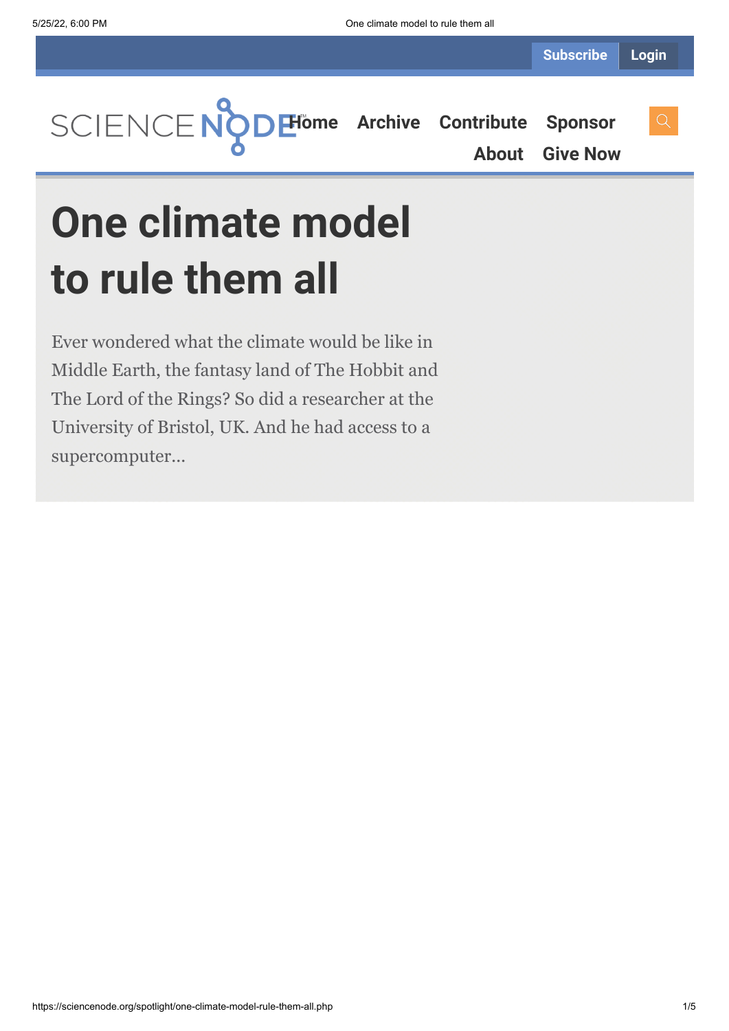# One climate model to rule them all

Ever wondered what the climate would be like in Middle Earth, the fantasy land of The Hobbit and The Lord of the Rings? So did a researcher at the University of Bristol, UK. And he had access to a supercomputer...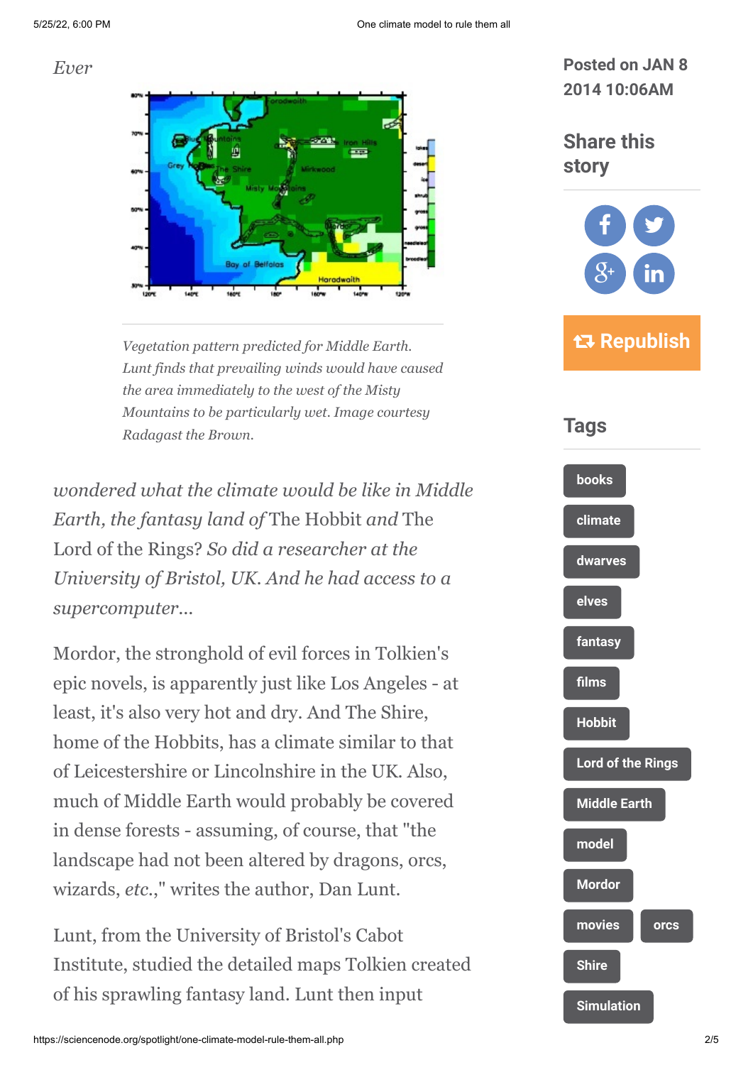*Ever*

*Vegetation pattern predicted for Middle Earth. Lunt finds that prevailing winds would have caused the area immediately to the west of the Misty Mountains to be particularly wet. Image courtesy Radagast the Brown.*

*wondered what the climate would be like in Middle Earth, the fantasy land of* The Hobbit *and* The Lord of the Rings? *So did a researcher at the University of Bristol, UK. And he had access to a supercomputer...*

Mordor, the stronghold of evil forces in Tolkien's epic novels, is apparently just like Los Angeles - at least, it's also very hot and dry. And The Shire, home of the Hobbits, has a climate similar to that of Leicestershire or Lincolnshire in the UK. Also, much of Middle Earth would probably be covered in dense forests - assuming, of course, that "the landscape had not been altered by dragons, orcs, wizards, *etc*.," writes the author, Dan Lunt.

Lunt, from the University of Bristol's Cabot Institute, studied the detailed maps Tolkien created of his sprawling fantasy land. Lunt then input

Posted on JAN 8 2014 10:06AM

## Share this story

Republish

## Tags

- books
- climate
- dwarves
- elves
- fantasy
- films
- Hobbit
- Lord of the Rings
- Middle Earth
- model
- Mordor
- movies
- orcs
- Shire
- Simulation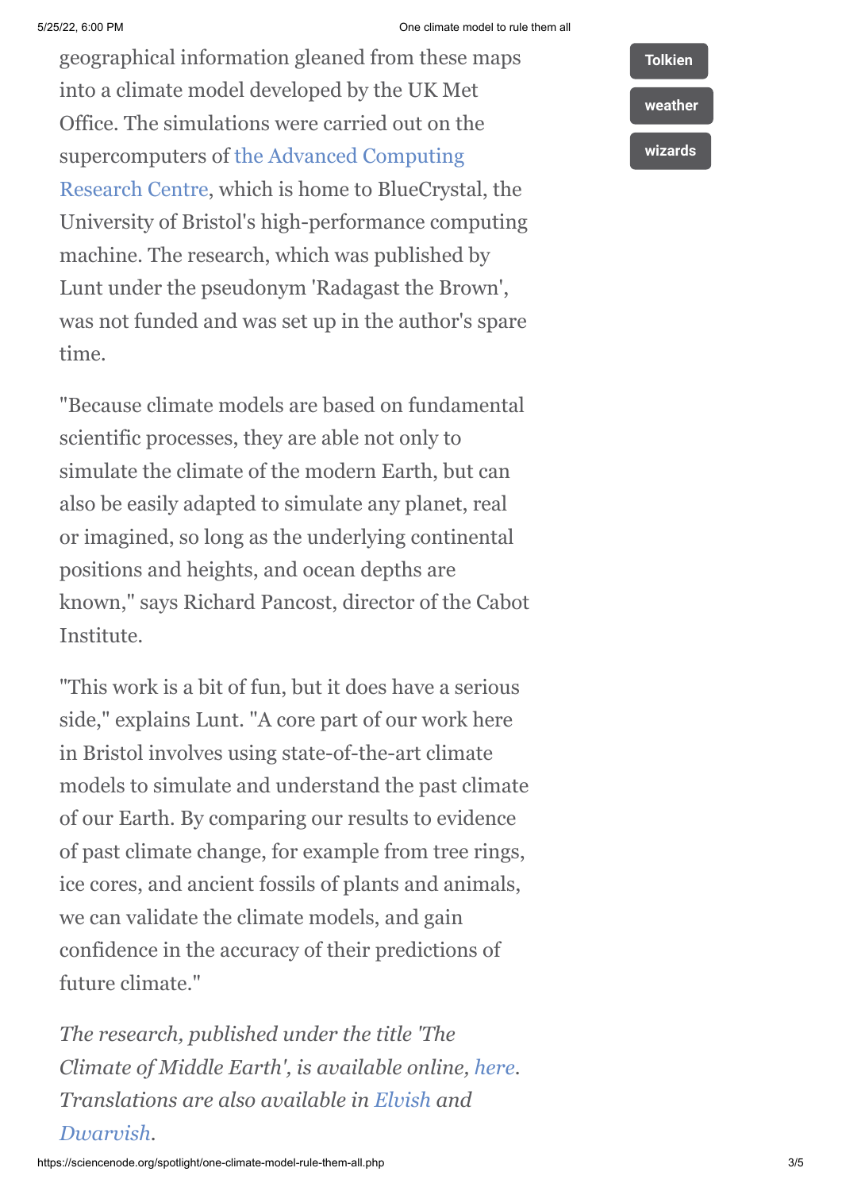geographical information gleaned from these maps into a climate model developed by the UK Met Office. The simulations were carried out on the supercomputers of the Advanced Computing Research Centre, which is home to BlueCrystal, the University of Bristol's high-performance computing machine. The research, which was published by Lunt under the pseudonym 'Radagast the Brown', was not funded and was set up in the author's spare time.

"Because climate models are based on fundamental scientific processes, they are able not only to simulate the climate of the modern Earth, but can also be easily adapted to simulate any planet, real or imagined, so long as the underlying continental positions and heights, and ocean depths are known," says Richard Pancost, director of the Cabot Institute.

"This work is a bit of fun, but it does have a serious side," explains Lunt. "A core part of our work here in Bristol involves using state-of-the-art climate models to simulate and understand the past climate of our Earth. By comparing our results to evidence of past climate change, for example from tree rings, ice cores, and ancient fossils of plants and animals, we can validate the climate models, and gain confidence in the accuracy of their predictions of future climate."

*The research, published under the title 'The Climate of Middle Earth', is available online, here. Translations are also available in Elvish and Dwarvish.*

Tolkien

weather

wizards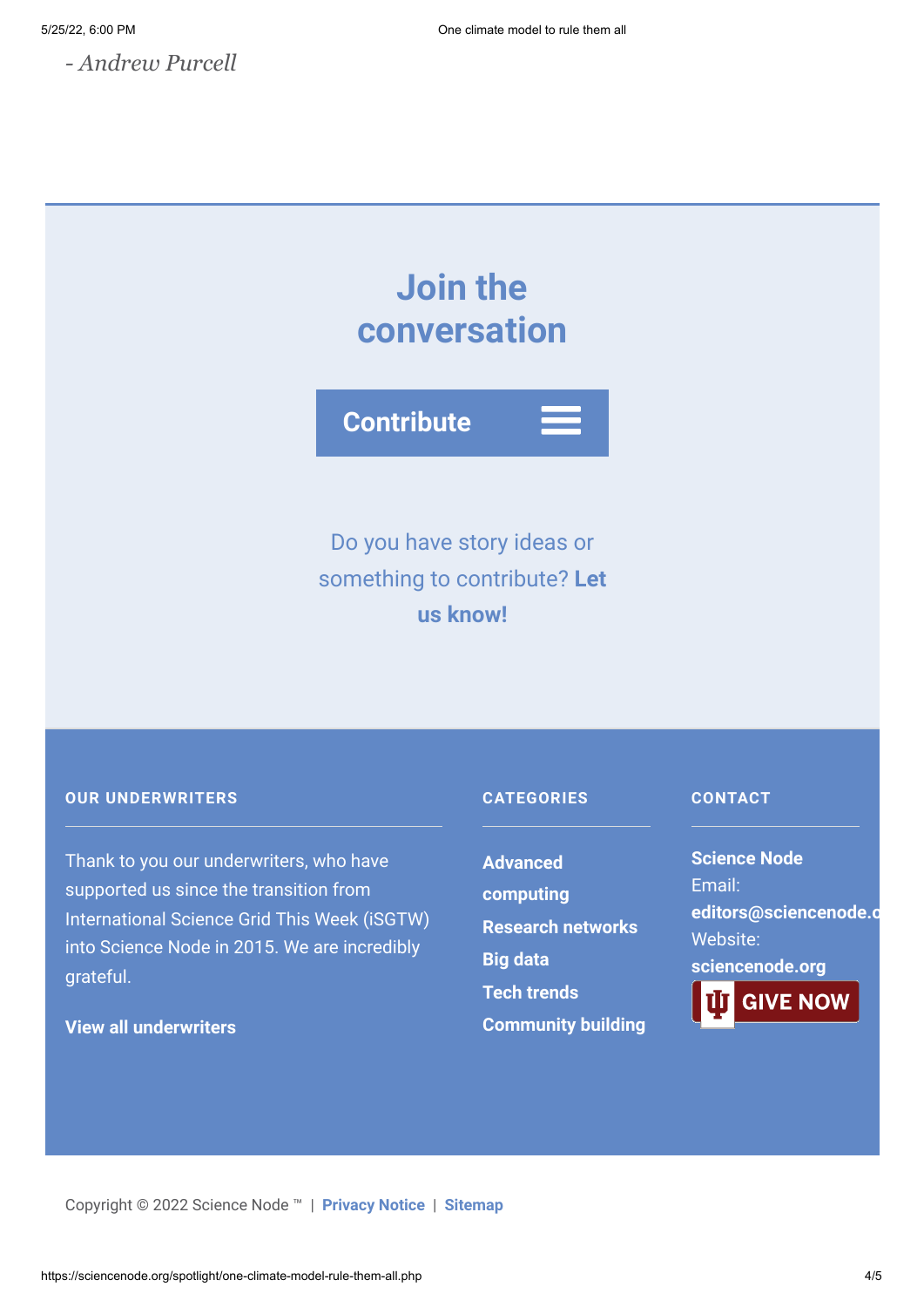*- Andrew Purcell*

## Join the conversation

**Contribute**

Do you have story ideas or something to contribute? **Let us know!**

### OUR UNDERWRITERS

Thank to you our underwriters, who have supported us since the transition from International Science Grid This Week (iSGTW) into Science Node in 2015. We are incredibly grateful.

**View all underwriters**

### CATEGORIES

- **Advanced computing**
- **Research networks**
- **Big data**
- **Tech trends**
- **Community building**

### CONTACT

**Science Node**
Email: **editors@sciencenode.o**
Website: **sciencenode.org**

**GIVE NOW**

Copyright © 2022 Science Node ™ | **Privacy Notice** | **Sitemap**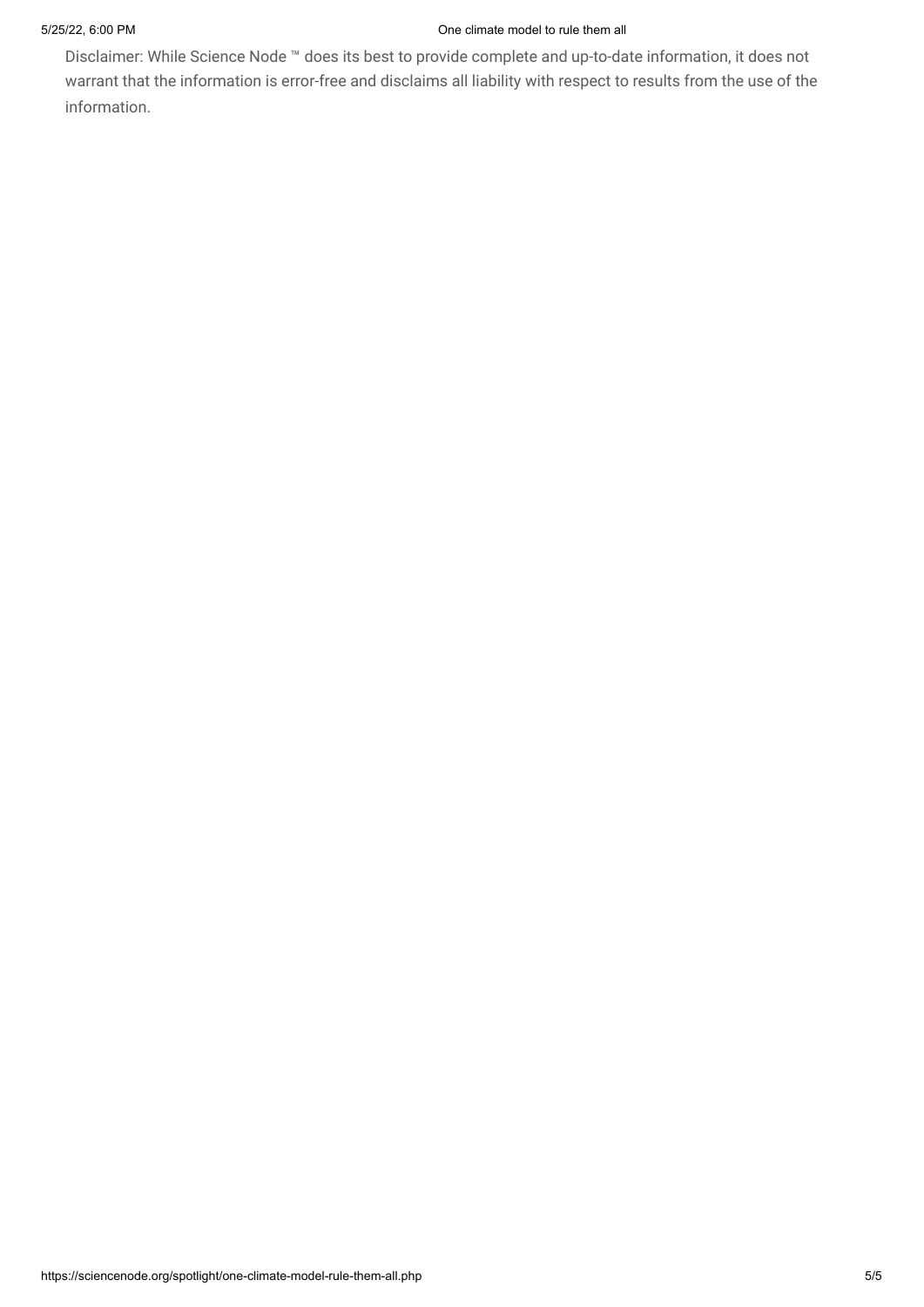Disclaimer: While Science Node ™ does its best to provide complete and up-to-date information, it does not warrant that the information is error-free and disclaims all liability with respect to results from the use of the information.